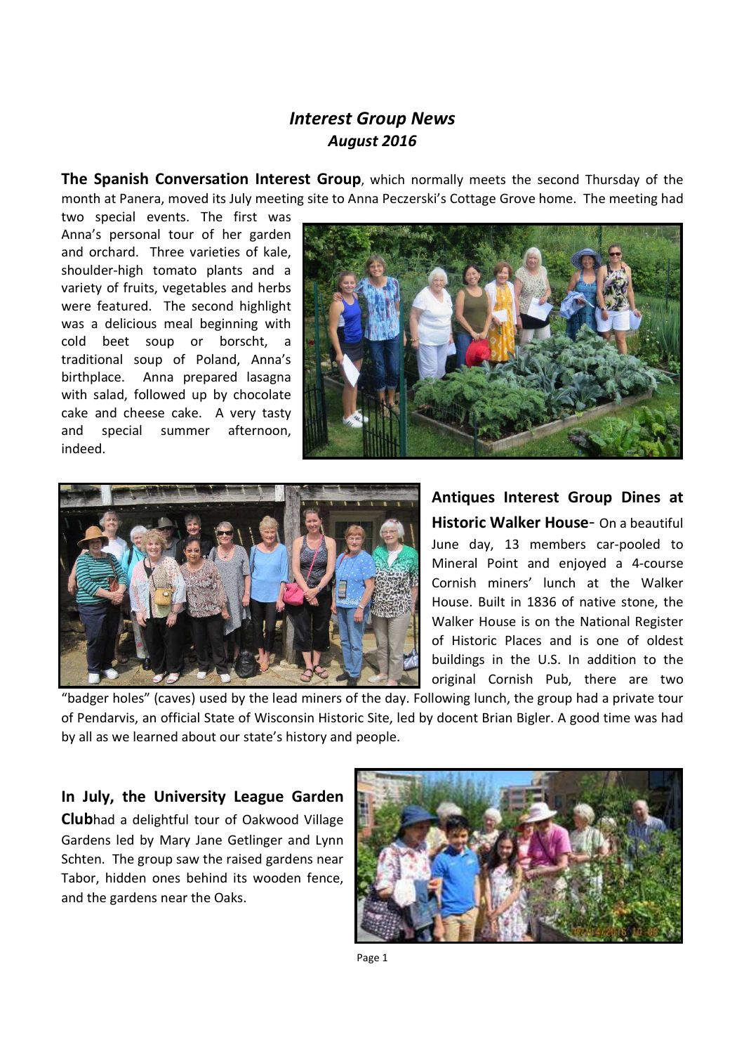# *Interest Group News*
## *August 2016*

**The Spanish Conversation Interest Group**, which normally meets the second Thursday of the month at Panera, moved its July meeting site to Anna Peczerski's Cottage Grove home. The meeting had two special events. The first was Anna's personal tour of her garden and orchard. Three varieties of kale, shoulder-high tomato plants and a variety of fruits, vegetables and herbs were featured. The second highlight was a delicious meal beginning with cold beet soup or borscht, a traditional soup of Poland, Anna's birthplace. Anna prepared lasagna with salad, followed up by chocolate cake and cheese cake. A very tasty and special summer afternoon, indeed.

**Antiques Interest Group Dines at Historic Walker House**- On a beautiful June day, 13 members car-pooled to Mineral Point and enjoyed a 4-course Cornish miners' lunch at the Walker House. Built in 1836 of native stone, the Walker House is on the National Register of Historic Places and is one of oldest buildings in the U.S. In addition to the original Cornish Pub, there are two "badger holes" (caves) used by the lead miners of the day. Following lunch, the group had a private tour of Pendarvis, an official State of Wisconsin Historic Site, led by docent Brian Bigler. A good time was had by all as we learned about our state's history and people.

**In July, the University League Garden Club**had a delightful tour of Oakwood Village Gardens led by Mary Jane Getlinger and Lynn Schten. The group saw the raised gardens near Tabor, hidden ones behind its wooden fence, and the gardens near the Oaks.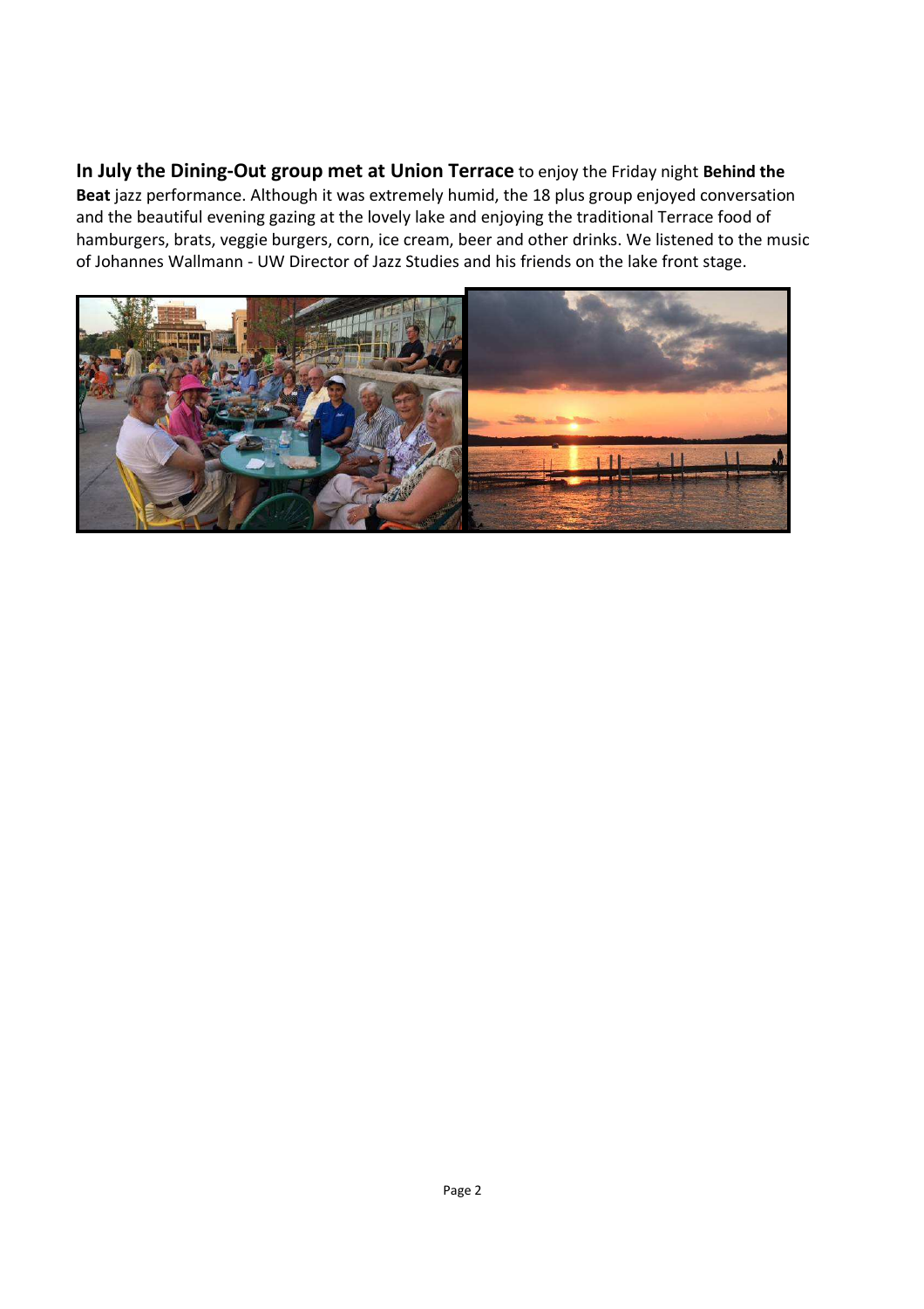**In July the Dining-Out group met at Union Terrace** to enjoy the Friday night **Behind the Beat** jazz performance. Although it was extremely humid, the 18 plus group enjoyed conversation and the beautiful evening gazing at the lovely lake and enjoying the traditional Terrace food of hamburgers, brats, veggie burgers, corn, ice cream, beer and other drinks. We listened to the music of Johannes Wallmann - UW Director of Jazz Studies and his friends on the lake front stage.